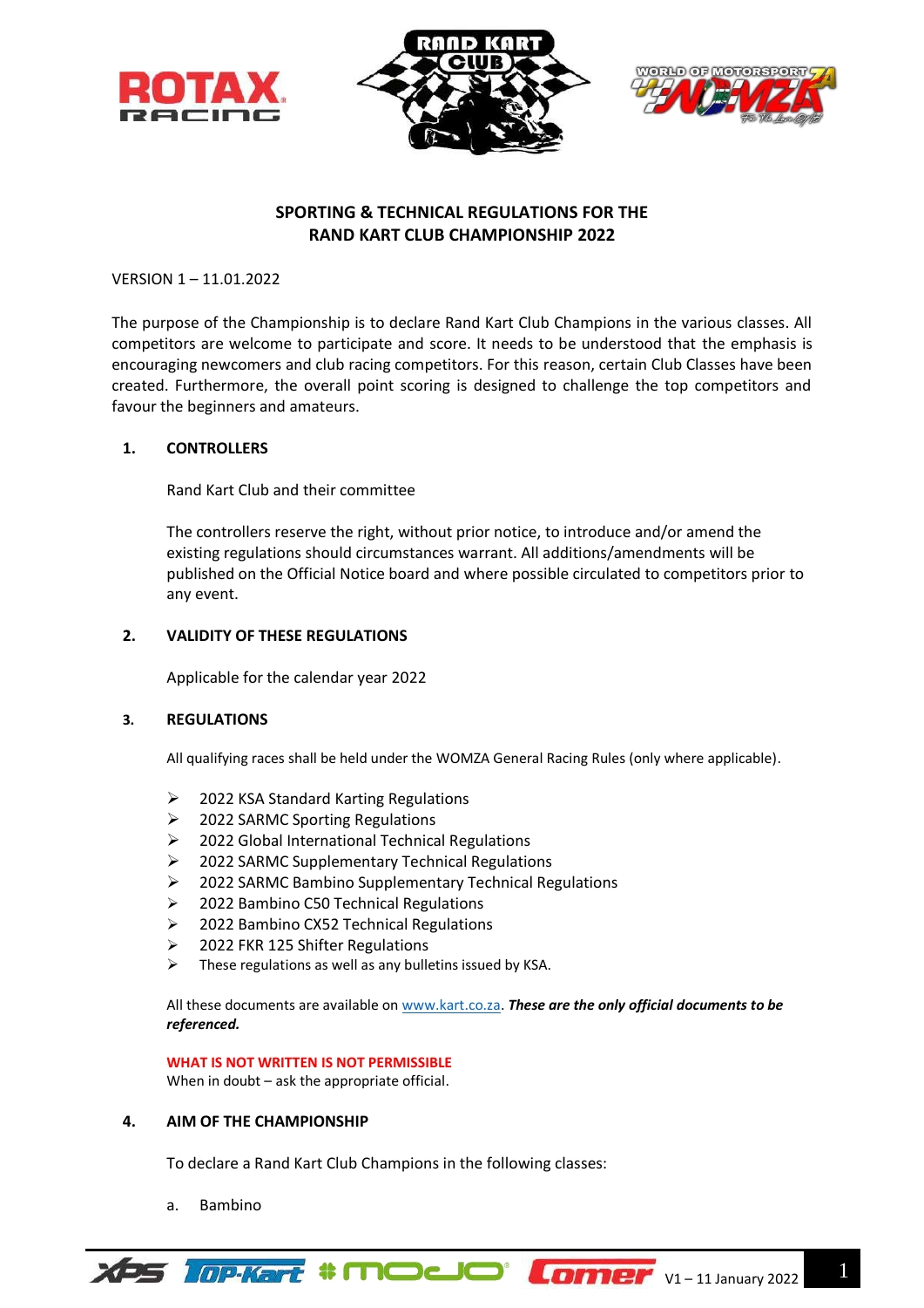# SPORTING & TECHNICAL REGULATIONS FOR THE RAND KART CLUB CHAMPIONSHIP 2022

VERSION 1 – 11.01.2022

The purpose of the Championship is to declare Rand Kart Club Champions in the various classes. All competitors are welcome to participate and score. It needs to be understood that the emphasis is encouraging newcomers and club racing competitors. For this reason, certain Club Classes have been created. Furthermore, the overall point scoring is designed to challenge the top competitors and favour the beginners and amateurs.

## 1. CONTROLLERS

Rand Kart Club and their committee

The controllers reserve the right, without prior notice, to introduce and/or amend the existing regulations should circumstances warrant. All additions/amendments will be published on the Official Notice board and where possible circulated to competitors prior to any event.

## 2. VALIDITY OF THESE REGULATIONS

Applicable for the calendar year 2022

## 3. REGULATIONS

All qualifying races shall be held under the WOMZA General Racing Rules (only where applicable).

- 2022 KSA Standard Karting Regulations
- 2022 SARMC Sporting Regulations
- 2022 Global International Technical Regulations
- 2022 SARMC Supplementary Technical Regulations
- 2022 SARMC Bambino Supplementary Technical Regulations
- 2022 Bambino C50 Technical Regulations
- 2022 Bambino CX52 Technical Regulations
- 2022 FKR 125 Shifter Regulations
- These regulations as well as any bulletins issued by KSA.

All these documents are available on www.kart.co.za. ***These are the only official documents to be referenced.***

**WHAT IS NOT WRITTEN IS NOT PERMISSIBLE**
When in doubt – ask the appropriate official.

## 4. AIM OF THE CHAMPIONSHIP

To declare a Rand Kart Club Champions in the following classes:

a. Bambino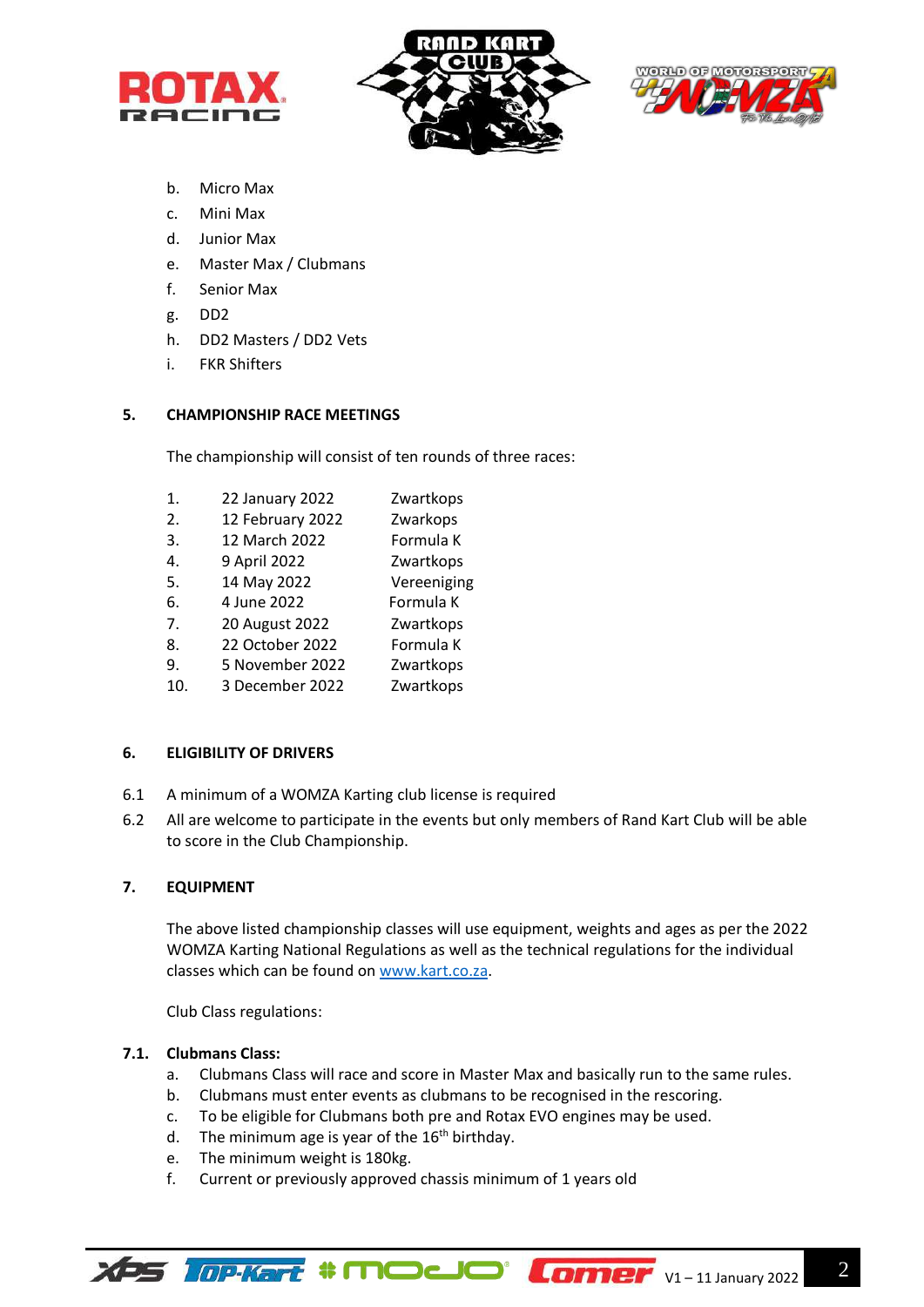b. Micro Max
c. Mini Max
d. Junior Max
e. Master Max / Clubmans
f. Senior Max
g. DD2
h. DD2 Masters / DD2 Vets
i. FKR Shifters

## 5. CHAMPIONSHIP RACE MEETINGS

The championship will consist of ten rounds of three races:

| | | |
|---|---|---|
| 1. | 22 January 2022 | Zwartkops |
| 2. | 12 February 2022 | Zwarkops |
| 3. | 12 March 2022 | Formula K |
| 4. | 9 April 2022 | Zwartkops |
| 5. | 14 May 2022 | Vereeniging |
| 6. | 4 June 2022 | Formula K |
| 7. | 20 August 2022 | Zwartkops |
| 8. | 22 October 2022 | Formula K |
| 9. | 5 November 2022 | Zwartkops |
| 10. | 3 December 2022 | Zwartkops |

## 6. ELIGIBILITY OF DRIVERS

6.1 A minimum of a WOMZA Karting club license is required

6.2 All are welcome to participate in the events but only members of Rand Kart Club will be able to score in the Club Championship.

## 7. EQUIPMENT

The above listed championship classes will use equipment, weights and ages as per the 2022 WOMZA Karting National Regulations as well as the technical regulations for the individual classes which can be found on www.kart.co.za.

Club Class regulations:

### 7.1. Clubmans Class:

a. Clubmans Class will race and score in Master Max and basically run to the same rules.
b. Clubmans must enter events as clubmans to be recognised in the rescoring.
c. To be eligible for Clubmans both pre and Rotax EVO engines may be used.
d. The minimum age is year of the 16th birthday.
e. The minimum weight is 180kg.
f. Current or previously approved chassis minimum of 1 years old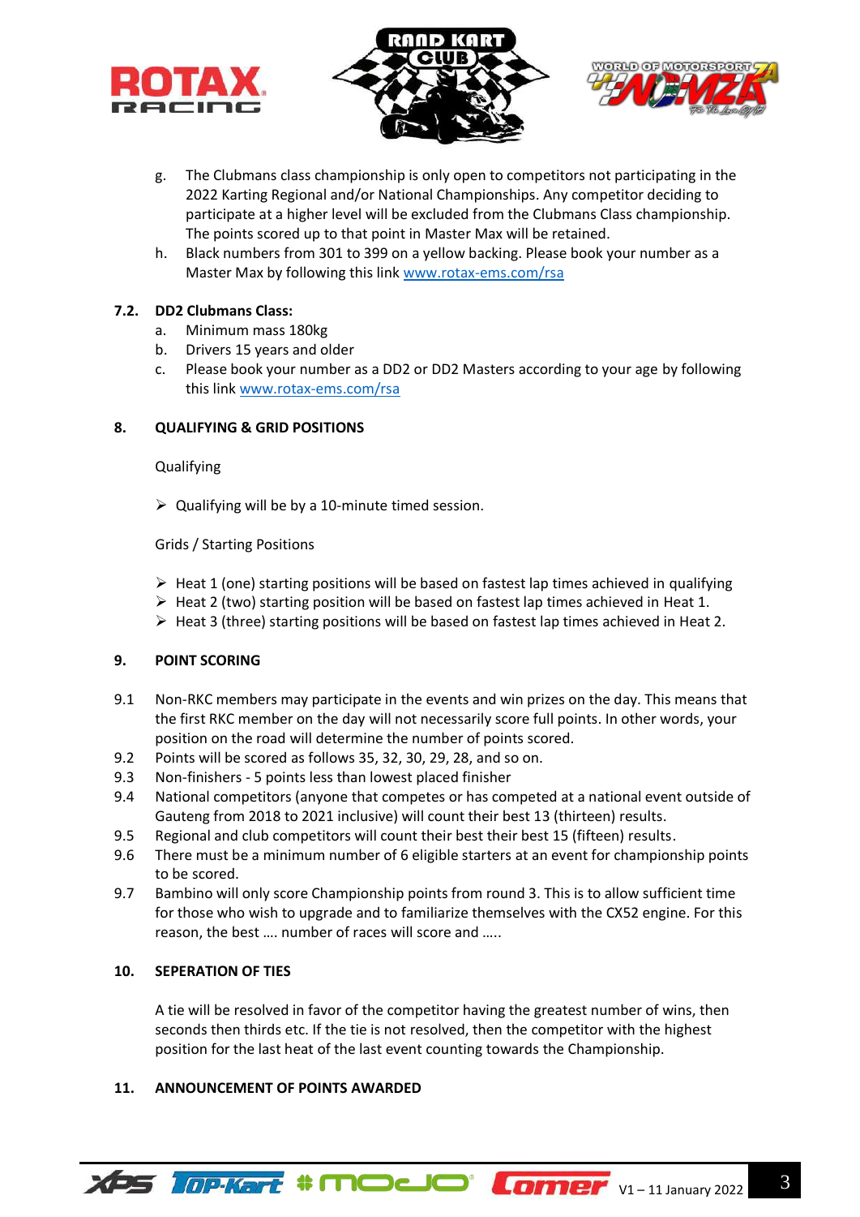g. The Clubmans class championship is only open to competitors not participating in the 2022 Karting Regional and/or National Championships. Any competitor deciding to participate at a higher level will be excluded from the Clubmans Class championship. The points scored up to that point in Master Max will be retained.

h. Black numbers from 301 to 399 on a yellow backing. Please book your number as a Master Max by following this link [www.rotax-ems.com/rsa](www.rotax-ems.com/rsa)

### 7.2. DD2 Clubmans Class:

a. Minimum mass 180kg

b. Drivers 15 years and older

c. Please book your number as a DD2 or DD2 Masters according to your age by following this link [www.rotax-ems.com/rsa](www.rotax-ems.com/rsa)

## 8. QUALIFYING & GRID POSITIONS

Qualifying

- Qualifying will be by a 10-minute timed session.

Grids / Starting Positions

- Heat 1 (one) starting positions will be based on fastest lap times achieved in qualifying
- Heat 2 (two) starting position will be based on fastest lap times achieved in Heat 1.
- Heat 3 (three) starting positions will be based on fastest lap times achieved in Heat 2.

## 9. POINT SCORING

9.1 Non-RKC members may participate in the events and win prizes on the day. This means that the first RKC member on the day will not necessarily score full points. In other words, your position on the road will determine the number of points scored.

9.2 Points will be scored as follows 35, 32, 30, 29, 28, and so on.

9.3 Non-finishers - 5 points less than lowest placed finisher

9.4 National competitors (anyone that competes or has competed at a national event outside of Gauteng from 2018 to 2021 inclusive) will count their best 13 (thirteen) results.

9.5 Regional and club competitors will count their best their best 15 (fifteen) results.

9.6 There must be a minimum number of 6 eligible starters at an event for championship points to be scored.

9.7 Bambino will only score Championship points from round 3. This is to allow sufficient time for those who wish to upgrade and to familiarize themselves with the CX52 engine. For this reason, the best …. number of races will score and …..

## 10. SEPERATION OF TIES

A tie will be resolved in favor of the competitor having the greatest number of wins, then seconds then thirds etc. If the tie is not resolved, then the competitor with the highest position for the last heat of the last event counting towards the Championship.

## 11. ANNOUNCEMENT OF POINTS AWARDED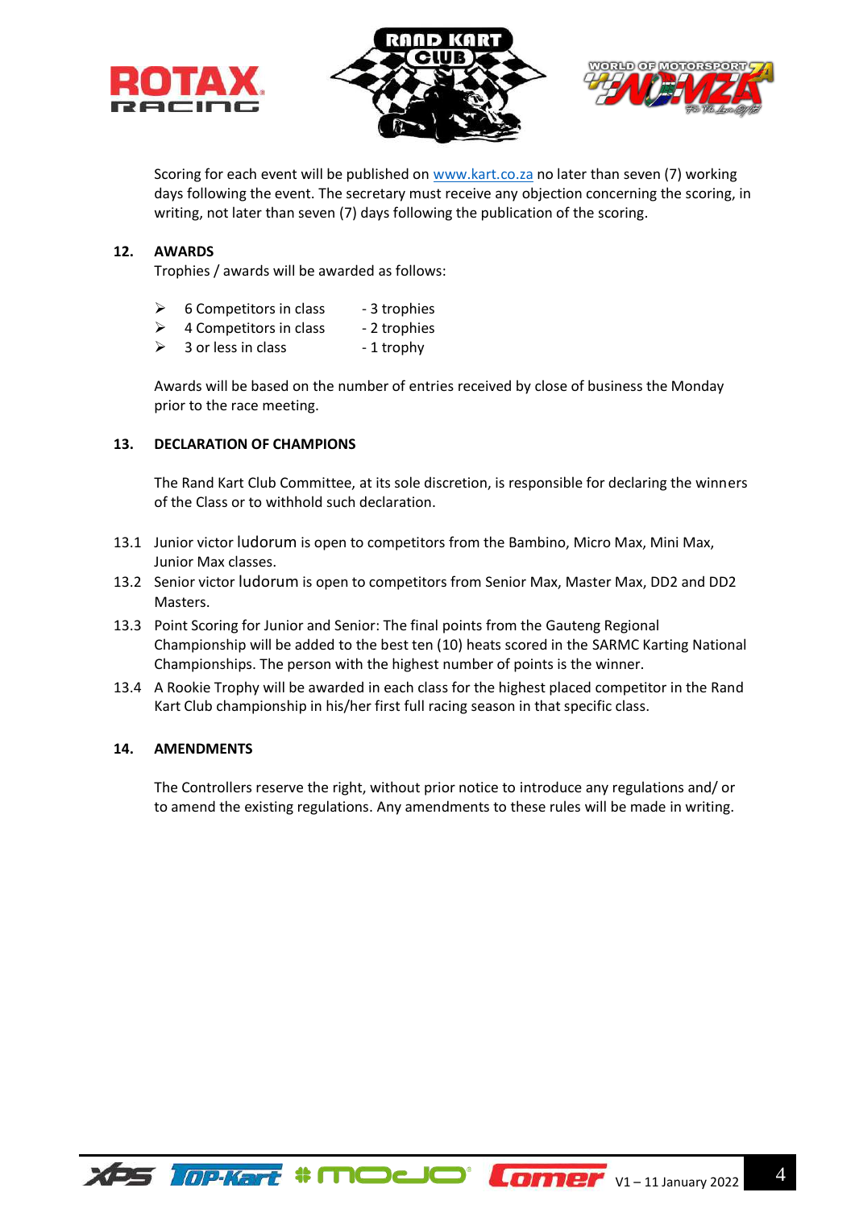Scoring for each event will be published on www.kart.co.za no later than seven (7) working days following the event. The secretary must receive any objection concerning the scoring, in writing, not later than seven (7) days following the publication of the scoring.

## 12. AWARDS

Trophies / awards will be awarded as follows:

- 6 Competitors in class - 3 trophies
- 4 Competitors in class - 2 trophies
- 3 or less in class - 1 trophy

Awards will be based on the number of entries received by close of business the Monday prior to the race meeting.

## 13. DECLARATION OF CHAMPIONS

The Rand Kart Club Committee, at its sole discretion, is responsible for declaring the winners of the Class or to withhold such declaration.

13.1 Junior victor ludorum is open to competitors from the Bambino, Micro Max, Mini Max, Junior Max classes.

13.2 Senior victor ludorum is open to competitors from Senior Max, Master Max, DD2 and DD2 Masters.

13.3 Point Scoring for Junior and Senior: The final points from the Gauteng Regional Championship will be added to the best ten (10) heats scored in the SARMC Karting National Championships. The person with the highest number of points is the winner.

13.4 A Rookie Trophy will be awarded in each class for the highest placed competitor in the Rand Kart Club championship in his/her first full racing season in that specific class.

## 14. AMENDMENTS

The Controllers reserve the right, without prior notice to introduce any regulations and/ or to amend the existing regulations. Any amendments to these rules will be made in writing.